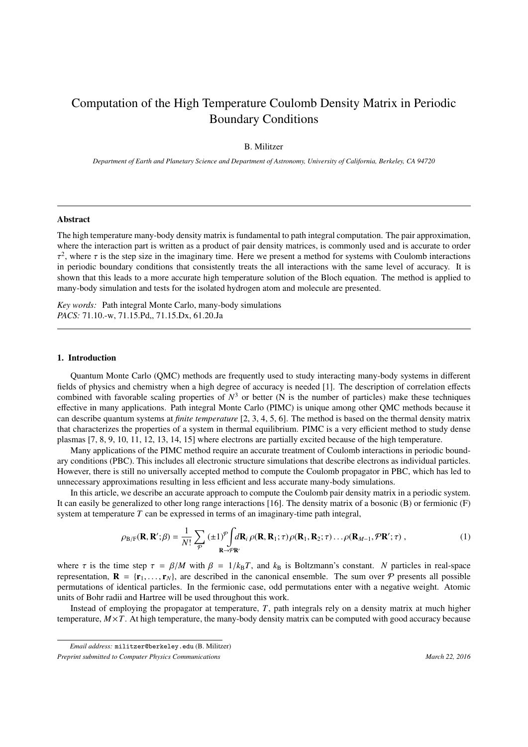# Computation of the High Temperature Coulomb Density Matrix in Periodic Boundary Conditions

B. Militzer

*Department of Earth and Planetary Science and Department of Astronomy, University of California, Berkeley, CA 94720*

## Abstract

The high temperature many-body density matrix is fundamental to path integral computation. The pair approximation, where the interaction part is written as a product of pair density matrices, is commonly used and is accurate to order $\tau^2$, where $\tau$ is the step size in the imaginary time. Here we present a method for systems with Coulomb interactions in periodic boundary conditions that consistently treats the all interactions with the same level of accuracy. It is shown that this leads to a more accurate high temperature solution of the Bloch equation. The method is applied to many-body simulation and tests for the isolated hydrogen atom and molecule are presented.

*Key words:* Path integral Monte Carlo, many-body simulations
*PACS:* 71.10.-w, 71.15.Pd,, 71.15.Dx, 61.20.Ja

## 1. Introduction

Quantum Monte Carlo (QMC) methods are frequently used to study interacting many-body systems in different fields of physics and chemistry when a high degree of accuracy is needed [1]. The description of correlation effects combined with favorable scaling properties of $N^3$ or better (N is the number of particles) make these techniques effective in many applications. Path integral Monte Carlo (PIMC) is unique among other QMC methods because it can describe quantum systems at *finite temperature* [2, 3, 4, 5, 6]. The method is based on the thermal density matrix that characterizes the properties of a system in thermal equilibrium. PIMC is a very efficient method to study dense plasmas [7, 8, 9, 10, 11, 12, 13, 14, 15] where electrons are partially excited because of the high temperature.

Many applications of the PIMC method require an accurate treatment of Coulomb interactions in periodic boundary conditions (PBC). This includes all electronic structure simulations that describe electrons as individual particles. However, there is still no universally accepted method to compute the Coulomb propagator in PBC, which has led to unnecessary approximations resulting in less efficient and less accurate many-body simulations.

In this article, we describe an accurate approach to compute the Coulomb pair density matrix in a periodic system. It can easily be generalized to other long range interactions [16]. The density matrix of a bosonic (B) or fermionic (F) system at temperature $T$ can be expressed in terms of an imaginary-time path integral,

$$\rho_{\rm B/F}(\mathbf{R},\mathbf{R}';\beta) = \frac{1}{N!}\sum_{\mathcal{P}} (\pm 1)^{\mathcal{P}} \int\limits_{\mathbf{R}\to\mathcal{P}\mathbf{R}'} d\mathbf{R}_i \, \rho(\mathbf{R},\mathbf{R}_1;\tau)\,\rho(\mathbf{R}_1,\mathbf{R}_2;\tau)\ldots\rho(\mathbf{R}_{M-1},\mathcal{P}\mathbf{R}';\tau)\;, \tag{1}$$

where $\tau$ is the time step $\tau = \beta/M$ with $\beta = 1/k_{\rm B}T$, and $k_{\rm B}$ is Boltzmann's constant. $N$ particles in real-space representation, $\mathbf{R} = \{\mathbf{r}_1,\ldots,\mathbf{r}_N\}$, are described in the canonical ensemble. The sum over $\mathcal{P}$ presents all possible permutations of identical particles. In the fermionic case, odd permutations enter with a negative weight. Atomic units of Bohr radii and Hartree will be used throughout this work.

Instead of employing the propagator at temperature, $T$, path integrals rely on a density matrix at much higher temperature, $M\times T$. At high temperature, the many-body density matrix can be computed with good accuracy because

*Email address:* militzer@berkeley.edu (B. Militzer)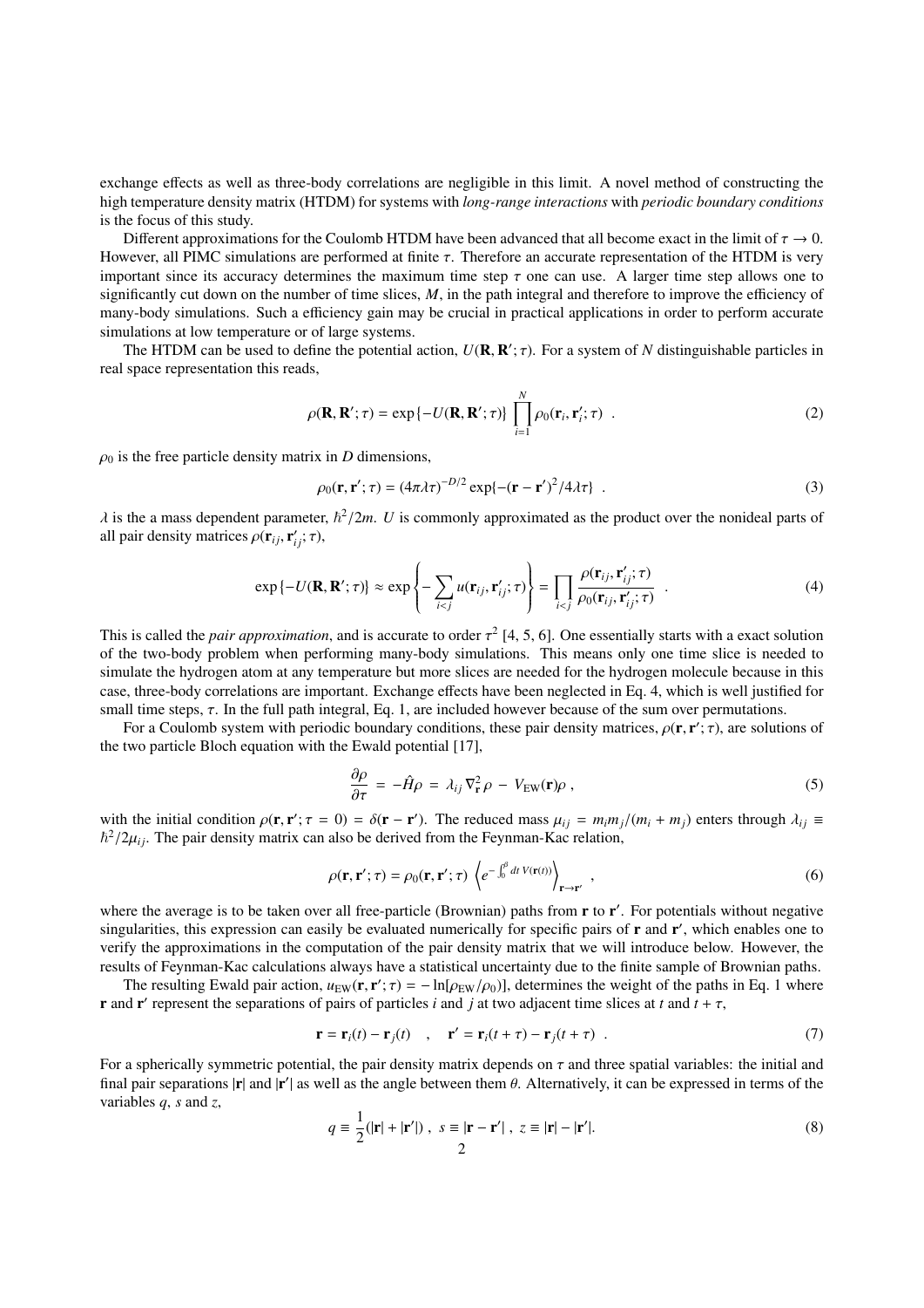exchange effects as well as three-body correlations are negligible in this limit. A novel method of constructing the high temperature density matrix (HTDM) for systems with *long-range interactions* with *periodic boundary conditions* is the focus of this study.

Different approximations for the Coulomb HTDM have been advanced that all become exact in the limit of $\tau \to 0$. However, all PIMC simulations are performed at finite $\tau$. Therefore an accurate representation of the HTDM is very important since its accuracy determines the maximum time step $\tau$ one can use. A larger time step allows one to significantly cut down on the number of time slices, $M$, in the path integral and therefore to improve the efficiency of many-body simulations. Such a efficiency gain may be crucial in practical applications in order to perform accurate simulations at low temperature or of large systems.

The HTDM can be used to define the potential action, $U(\mathbf{R}, \mathbf{R}'; \tau)$. For a system of $N$ distinguishable particles in real space representation this reads,

$$\rho(\mathbf{R}, \mathbf{R}'; \tau) = \exp\{-U(\mathbf{R}, \mathbf{R}'; \tau)\} \prod_{i=1}^{N} \rho_0(\mathbf{r}_i, \mathbf{r}_i'; \tau) \quad . \tag{2}$$

$\rho_0$ is the free particle density matrix in $D$ dimensions,

$$\rho_0(\mathbf{r}, \mathbf{r}'; \tau) = (4\pi\lambda\tau)^{-D/2} \exp\{-(\mathbf{r} - \mathbf{r}')^2/4\lambda\tau\} \quad . \tag{3}$$

$\lambda$ is the a mass dependent parameter, $\hbar^2/2m$. $U$ is commonly approximated as the product over the nonideal parts of all pair density matrices $\rho(\mathbf{r}_{ij}, \mathbf{r}_{ij}'; \tau)$,

$$\exp\{-U(\mathbf{R}, \mathbf{R}'; \tau)\} \approx \exp\left\{-\sum_{i<j} u(\mathbf{r}_{ij}, \mathbf{r}_{ij}'; \tau)\right\} = \prod_{i<j} \frac{\rho(\mathbf{r}_{ij}, \mathbf{r}_{ij}'; \tau)}{\rho_0(\mathbf{r}_{ij}, \mathbf{r}_{ij}'; \tau)} \quad . \tag{4}$$

This is called the *pair approximation*, and is accurate to $\tau^2$ [4, 5, 6]. One essentially starts with a exact solution of the two-body problem when performing many-body simulations. This means only one time slice is needed to simulate the hydrogen atom at any temperature but more slices are needed for the hydrogen molecule because in this case, three-body correlations are important. Exchange effects have been neglected in Eq. 4, which is well justified for small time steps, $\tau$. In the full path integral, Eq. 1, are included however because of the sum over permutations.

For a Coulomb system with periodic boundary conditions, these pair density matrices, $\rho(\mathbf{r}, \mathbf{r}'; \tau)$, are solutions of the two particle Bloch equation with the Ewald potential [17],

$$\frac{\partial \rho}{\partial \tau} = -\hat{H}\rho = \lambda_{ij} \nabla_{\mathbf{r}}^2 \rho - V_{\text{EW}}(\mathbf{r})\rho , \tag{5}$$

with the initial condition $\rho(\mathbf{r}, \mathbf{r}'; \tau = 0) = \delta(\mathbf{r} - \mathbf{r}')$. The reduced mass $\mu_{ij} = m_i m_j/(m_i + m_j)$ enters through $\lambda_{ij} \equiv \hbar^2/2\mu_{ij}$. The pair density matrix can also be derived from the Feynman-Kac relation,

$$\rho(\mathbf{r}, \mathbf{r}'; \tau) = \rho_0(\mathbf{r}, \mathbf{r}'; \tau) \left\langle e^{-\int_0^\beta dt\, V(\mathbf{r}(t))} \right\rangle_{\mathbf{r} \to \mathbf{r}'} , \tag{6}$$

where the average is to be taken over all free-particle (Brownian) paths from $\mathbf{r}$ to $\mathbf{r}'$. For potentials without negative singularities, this expression can easily be evaluated numerically for specific pairs of $\mathbf{r}$ and $\mathbf{r}'$, which enables one to verify the approximations in the computation of the pair density matrix that we will introduce below. However, the results of Feynman-Kac calculations always have a statistical uncertainty due to the finite sample of Brownian paths.

The resulting Ewald pair action, $u_{\text{EW}}(\mathbf{r}, \mathbf{r}'; \tau) = -\ln[\rho_{\text{EW}}/\rho_0)]$, determines the weight of the paths in Eq. 1 where $\mathbf{r}$ and $\mathbf{r}'$ represent the separations of pairs of particles $i$ and $j$ at two adjacent time slices at $t$ and $t + \tau$,

$$\mathbf{r} = \mathbf{r}_i(t) - \mathbf{r}_j(t) \quad , \quad \mathbf{r}' = \mathbf{r}_i(t + \tau) - \mathbf{r}_j(t + \tau) \quad . \tag{7}$$

For a spherically symmetric potential, the pair density matrix depends on $\tau$ and three spatial variables: the initial and final pair separations $|\mathbf{r}|$ and $|\mathbf{r}'|$ as well as the angle between them $\theta$. Alternatively, it can be expressed in terms of the variables $q$, $s$ and $z$,

$$q \equiv \frac{1}{2}(|\mathbf{r}| + |\mathbf{r}'|) \ , \ s \equiv |\mathbf{r} - \mathbf{r}'| \ , \ z \equiv |\mathbf{r}| - |\mathbf{r}'|. \tag{8}$$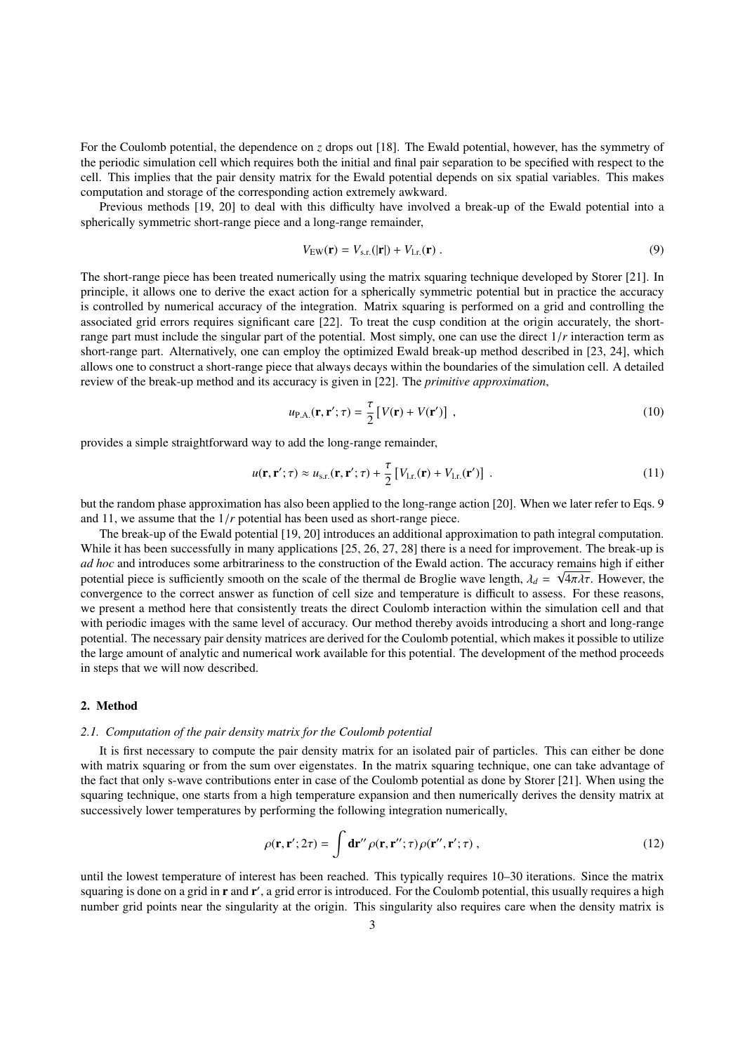For the Coulomb potential, the dependence on $z$ drops out [18]. The Ewald potential, however, has the symmetry of the periodic simulation cell which requires both the initial and final pair separation to be specified with respect to the cell. This implies that the pair density matrix for the Ewald potential depends on six spatial variables. This makes computation and storage of the corresponding action extremely awkward.

Previous methods [19, 20] to deal with this difficulty have involved a break-up of the Ewald potential into a spherically symmetric short-range piece and a long-range remainder,

$$V_{\rm EW}(\mathbf{r}) = V_{\rm s.r.}(|\mathbf{r}|) + V_{\rm l.r.}(\mathbf{r}) \; . \tag{9}$$

The short-range piece has been treated numerically using the matrix squaring technique developed by Storer [21]. In principle, it allows one to derive the exact action for a spherically symmetric potential but in practice the accuracy is controlled by numerical accuracy of the integration. Matrix squaring is performed on a grid and controlling the associated grid errors requires significant care [22]. To treat the cusp condition at the origin accurately, the short-range part must include the singular part of the potential. Most simply, one can use the direct $1/r$ interaction term as short-range part. Alternatively, one can employ the optimized Ewald break-up method described in [23, 24], which allows one to construct a short-range piece that always decays within the boundaries of the simulation cell. A detailed review of the break-up method and its accuracy is given in [22]. The *primitive approximation*,

$$u_{\rm P.A.}(\mathbf{r},\mathbf{r}';\tau) = \frac{\tau}{2}\left[V(\mathbf{r}) + V(\mathbf{r}')\right] \; , \tag{10}$$

provides a simple straightforward way to add the long-range remainder,

$$u(\mathbf{r},\mathbf{r}';\tau) \approx u_{\rm s.r.}(\mathbf{r},\mathbf{r}';\tau) + \frac{\tau}{2}\left[V_{\rm l.r.}(\mathbf{r}) + V_{\rm l.r.}(\mathbf{r}')\right] \; . \tag{11}$$

but the random phase approximation has also been applied to the long-range action [20]. When we later refer to Eqs. 9 and 11, we assume that the $1/r$ potential has been used as short-range piece.

The break-up of the Ewald potential [19, 20] introduces an additional approximation to path integral computation. While it has been successfully in many applications [25, 26, 27, 28] there is a need for improvement. The break-up is *ad hoc* and introduces some arbitrariness to the construction of the Ewald action. The accuracy remains high if either potential piece is sufficiently smooth on the scale of the thermal de Broglie wave length, $\lambda_d = \sqrt{4\pi\lambda\tau}$. However, the convergence to the correct answer as function of cell size and temperature is difficult to assess. For these reasons, we present a method here that consistently treats the direct Coulomb interaction within the simulation cell and that with periodic images with the same level of accuracy. Our method thereby avoids introducing a short and long-range potential. The necessary pair density matrices are derived for the Coulomb potential, which makes it possible to utilize the large amount of analytic and numerical work available for this potential. The development of the method proceeds in steps that we will now described.

## 2. Method

### *2.1. Computation of the pair density matrix for the Coulomb potential*

It is first necessary to compute the pair density matrix for an isolated pair of particles. This can either be done with matrix squaring or from the sum over eigenstates. In the matrix squaring technique, one can take advantage of the fact that only s-wave contributions enter in case of the Coulomb potential as done by Storer [21]. When using the squaring technique, one starts from a high temperature expansion and then numerically derives the density matrix at successively lower temperatures by performing the following integration numerically,

$$\rho(\mathbf{r},\mathbf{r}';2\tau) = \int \mathbf{dr}''\, \rho(\mathbf{r},\mathbf{r}'';\tau)\, \rho(\mathbf{r}'',\mathbf{r}';\tau) \; , \tag{12}$$

until the lowest temperature of interest has been reached. This typically requires 10–30 iterations. Since the matrix squaring is done on a grid in $\mathbf{r}$ and $\mathbf{r}'$, a grid error is introduced. For the Coulomb potential, this usually requires a high number grid points near the singularity at the origin. This singularity also requires care when the density matrix is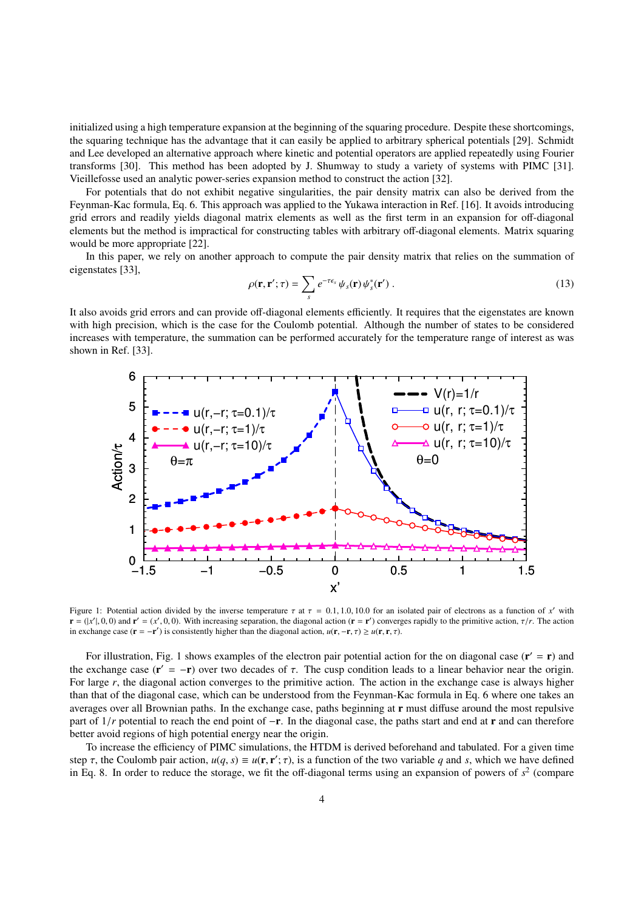initialized using a high temperature expansion at the beginning of the squaring procedure. Despite these shortcomings, the squaring technique has the advantage that it can easily be applied to arbitrary spherical potentials [29]. Schmidt and Lee developed an alternative approach where kinetic and potential operators are applied repeatedly using Fourier transforms [30]. This method has been adopted by J. Shumway to study a variety of systems with PIMC [31]. Vieillefosse used an analytic power-series expansion method to construct the action [32].

For potentials that do not exhibit negative singularities, the pair density matrix can also be derived from the Feynman-Kac formula, Eq. 6. This approach was applied to the Yukawa interaction in Ref. [16]. It avoids introducing grid errors and readily yields diagonal matrix elements as well as the first term in an expansion for off-diagonal elements but the method is impractical for constructing tables with arbitrary off-diagonal elements. Matrix squaring would be more appropriate [22].

In this paper, we rely on another approach to compute the pair density matrix that relies on the summation of eigenstates [33],

$$\rho(\mathbf{r},\mathbf{r}';\tau) = \sum_s e^{-\tau\epsilon_s}\,\psi_s(\mathbf{r})\,\psi_s^*(\mathbf{r}')\,. \tag{13}$$

It also avoids grid errors and can provide off-diagonal elements efficiently. It requires that the eigenstates are known with high precision, which is the case for the Coulomb potential. Although the number of states to be considered increases with temperature, the summation can be performed accurately for the temperature range of interest as was shown in Ref. [33].

Figure 1: Potential action divided by the inverse temperature $\tau$ at $\tau = 0.1, 1.0, 10.0$ for an isolated pair of electrons as a function of $x'$ with $\mathbf{r} = (|x'|, 0, 0)$ and $\mathbf{r}' = (x', 0, 0)$. With increasing separation, the diagonal action ($\mathbf{r} = \mathbf{r}'$) converges rapidly to the primitive action, $\tau/r$. The action in exchange case ($\mathbf{r} = -\mathbf{r}'$) is consistently higher than the diagonal action, $u(\mathbf{r}, -\mathbf{r}, \tau) \geq u(\mathbf{r}, \mathbf{r}, \tau)$.

For illustration, Fig. 1 shows examples of the electron pair potential action for the on diagonal case ($\mathbf{r}' = \mathbf{r}$) and the exchange case ($\mathbf{r}' = -\mathbf{r}$) over two decades of $\tau$. The cusp condition leads to a linear behavior near the origin. For large $r$, the diagonal action converges to the primitive action. The action in the exchange case is always higher than that of the diagonal case, which can be understood from the Feynman-Kac formula in Eq. 6 where one takes an averages over all Brownian paths. In the exchange case, paths beginning at $\mathbf{r}$ must diffuse around the most repulsive part of $1/r$ potential to reach the end point of $-\mathbf{r}$. In the diagonal case, the paths start and end at $\mathbf{r}$ and can therefore better avoid regions of high potential energy near the origin.

To increase the efficiency of PIMC simulations, the HTDM is derived beforehand and tabulated. For a given time step $\tau$, the Coulomb pair action, $u(q, s) \equiv u(\mathbf{r}, \mathbf{r}'; \tau)$, is a function of the two variable $q$ and $s$, which we have defined in Eq. 8. In order to reduce the storage, we fit the off-diagonal terms using an expansion of powers of $s^2$ (compare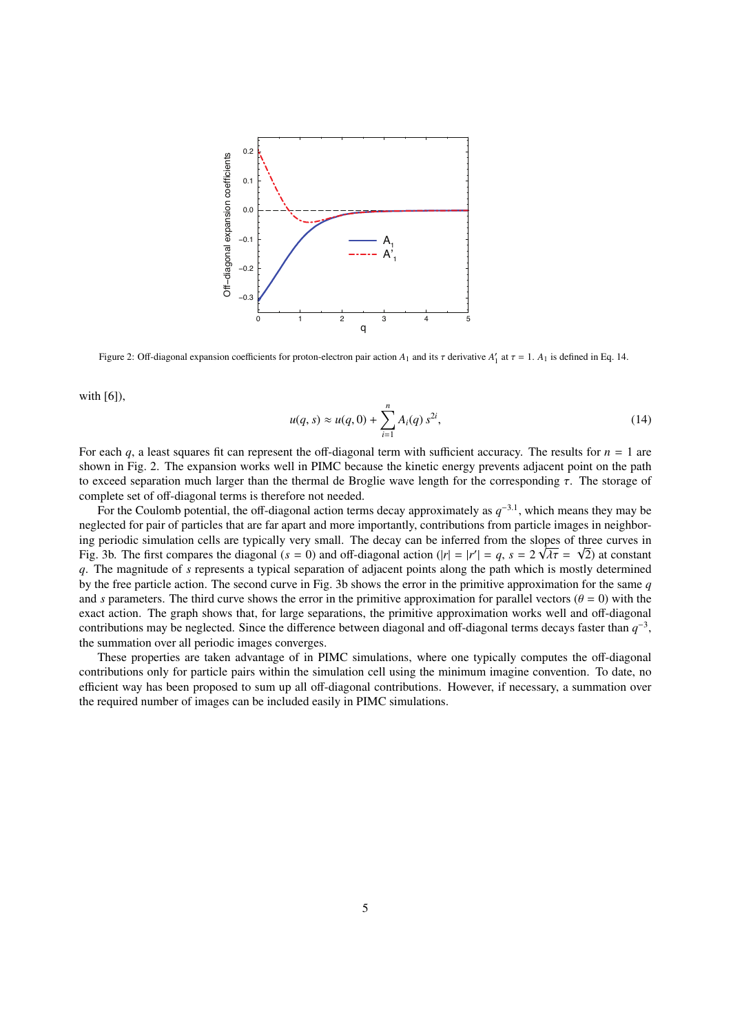Figure 2: Off-diagonal expansion coefficients for proton-electron pair action $A_1$ and its $\tau$ derivative $A'_1$ at $\tau = 1$. $A_1$ is defined in Eq. 14.

with [6]),

$$u(q, s) \approx u(q, 0) + \sum_{i=1}^{n} A_i(q)\, s^{2i}, \tag{14}$$

For each $q$, a least squares fit can represent the off-diagonal term with sufficient accuracy. The results for $n = 1$ are shown in Fig. 2. The expansion works well in PIMC because the kinetic energy prevents adjacent point on the path to exceed separation much larger than the thermal de Broglie wave length for the corresponding $\tau$. The storage of complete set of off-diagonal terms is therefore not needed.

For the Coulomb potential, the off-diagonal action terms decay approximately as $q^{-3.1}$, which means they may be neglected for pair of particles that are far apart and more importantly, contributions from particle images in neighboring periodic simulation cells are typically very small. The decay can be inferred from the slopes of three curves in Fig. 3b. The first compares the diagonal ($s = 0$) and off-diagonal action ($|r| = |r'| = q$, $s = 2\sqrt{\lambda\tau} = \sqrt{2}$) at constant $q$. The magnitude of $s$ represents a typical separation of adjacent points along the path which is mostly determined by the free particle action. The second curve in Fig. 3b shows the error in the primitive approximation for the same $q$ and $s$ parameters. The third curve shows the error in the primitive approximation for parallel vectors ($\theta = 0$) with the exact action. The graph shows that, for large separations, the primitive approximation works well and off-diagonal contributions may be neglected. Since the difference between diagonal and off-diagonal terms decays faster than $q^{-3}$, the summation over all periodic images converges.

These properties are taken advantage of in PIMC simulations, where one typically computes the off-diagonal contributions only for particle pairs within the simulation cell using the minimum imagine convention. To date, no efficient way has been proposed to sum up all off-diagonal contributions. However, if necessary, a summation over the required number of images can be included easily in PIMC simulations.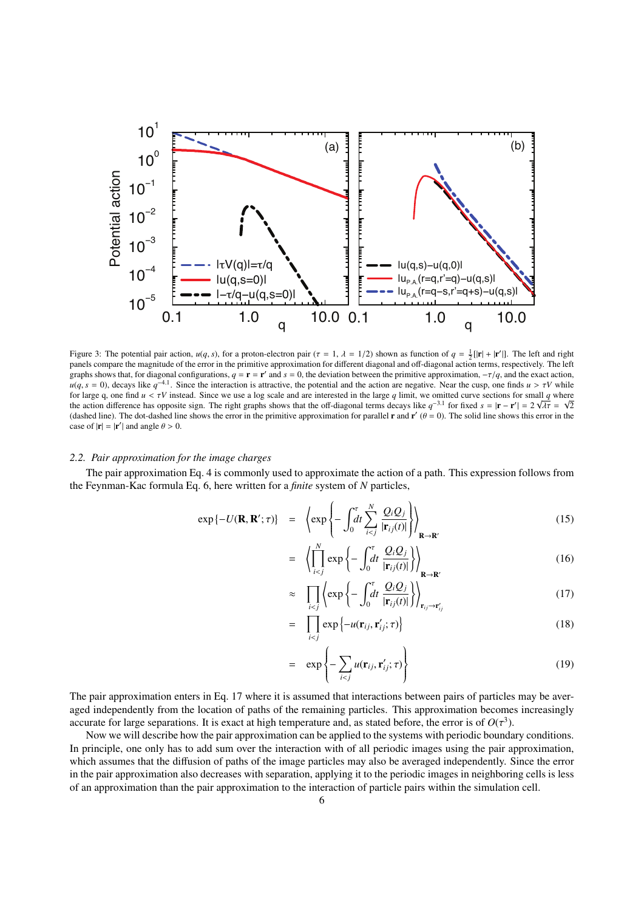Figure 3: The potential pair action, $u(q, s)$, for a proton-electron pair ($\tau = 1$, $\lambda = 1/2$) shown as function of $q = \frac{1}{2}[|\mathbf{r}| + |\mathbf{r}'|]$. The left and right panels compare the magnitude of the error in the primitive approximation for different diagonal and off-diagonal action terms, respectively. The left graphs shows that, for diagonal configurations, $q = \mathbf{r} = \mathbf{r}'$ and $s = 0$, the deviation between the primitive approximation, $-\tau/q$, and the exact action, $u(q, s = 0)$, decays like $q^{-4.1}$. Since the interaction is attractive, the potential and the action are negative. Near the cusp, one finds $u > \tau V$ while for large q, one find $u < \tau V$ instead. Since we use a log scale and are interested in the large $q$ limit, we omitted curve sections for small $q$ where the action difference has opposite sign. The right graphs shows that the off-diagonal terms decays like $q^{-3.1}$ for fixed $s = |\mathbf{r} - \mathbf{r}'| = 2\sqrt{\lambda\tau} = \sqrt{2}$ (dashed line). The dot-dashed line shows the error in the primitive approximation for parallel $\mathbf{r}$ and $\mathbf{r}'$ ($\theta = 0$). The solid line shows this error in the case of $|\mathbf{r}| = |\mathbf{r}'|$ and angle $\theta > 0$.

### 2.2. Pair approximation for the image charges

The pair approximation Eq. 4 is commonly used to approximate the action of a path. This expression follows from the Feynman-Kac formula Eq. 6, here written for a *finite* system of $N$ particles,

$$\exp\left\{-U(\mathbf{R}, \mathbf{R}'; \tau)\right\} = \left\langle \exp\left\{-\int_0^\tau dt \sum_{i<j}^{N} \frac{Q_i Q_j}{|\mathbf{r}_{ij}(t)|}\right\}\right\rangle_{\mathbf{R}\to\mathbf{R}'} \tag{15}$$

$$= \left\langle \prod_{i<j}^{N} \exp\left\{-\int_0^\tau dt \frac{Q_i Q_j}{|\mathbf{r}_{ij}(t)|}\right\}\right\rangle_{\mathbf{R}\to\mathbf{R}'} \tag{16}$$

$$\approx \prod_{i<j} \left\langle \exp\left\{-\int_0^\tau dt \frac{Q_i Q_j}{|\mathbf{r}_{ij}(t)|}\right\}\right\rangle_{\mathbf{r}_{ij}\to\mathbf{r}'_{ij}} \tag{17}$$

$$= \prod_{i<j} \exp\left\{-u(\mathbf{r}_{ij}, \mathbf{r}'_{ij}; \tau)\right\} \tag{18}$$

$$= \exp\left\{-\sum_{i<j} u(\mathbf{r}_{ij}, \mathbf{r}'_{ij}; \tau)\right\} \tag{19}$$

The pair approximation enters in Eq. 17 where it is assumed that interactions between pairs of particles may be averaged independently from the location of paths of the remaining particles. This approximation becomes increasingly accurate for large separations. It is exact at high temperature and, as stated before, the error is of $O(\tau^3)$.

Now we will describe how the pair approximation can be applied to the systems with periodic boundary conditions. In principle, one only has to add sum over the interaction with of all periodic images using the pair approximation, which assumes that the diffusion of paths of the image particles may also be averaged independently. Since the error in the pair approximation also decreases with separation, applying it to the periodic images in neighboring cells is less of an approximation than the pair approximation to the interaction of particle pairs within the simulation cell.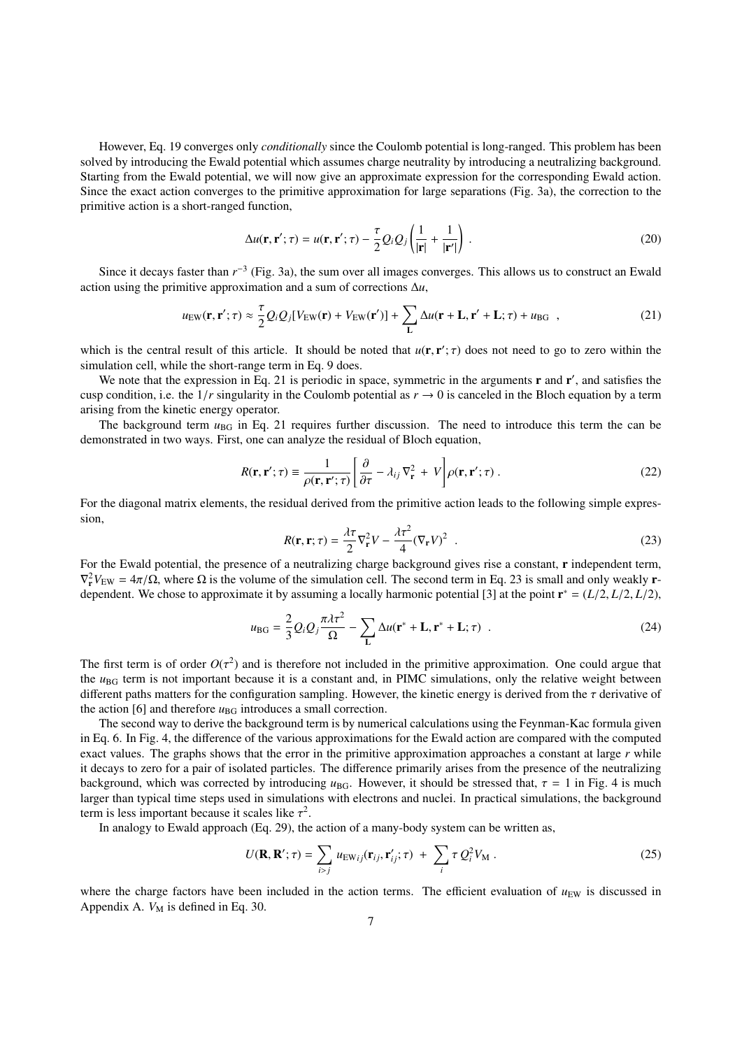However, Eq. 19 converges only *conditionally* since the Coulomb potential is long-ranged. This problem has been solved by introducing the Ewald potential which assumes charge neutrality by introducing a neutralizing background. Starting from the Ewald potential, we will now give an approximate expression for the corresponding Ewald action. Since the exact action converges to the primitive approximation for large separations (Fig. 3a), the correction to the primitive action is a short-ranged function,

$$\Delta u(\mathbf{r}, \mathbf{r}'; \tau) = u(\mathbf{r}, \mathbf{r}'; \tau) - \frac{\tau}{2} Q_i Q_j \left( \frac{1}{|\mathbf{r}|} + \frac{1}{|\mathbf{r}'|} \right) . \tag{20}$$

Since it decays faster than $r^{-3}$ (Fig. 3a), the sum over all images converges. This allows us to construct an Ewald action using the primitive approximation and a sum of corrections $\Delta u$,

$$u_{\mathrm{EW}}(\mathbf{r}, \mathbf{r}'; \tau) \approx \frac{\tau}{2} Q_i Q_j [V_{\mathrm{EW}}(\mathbf{r}) + V_{\mathrm{EW}}(\mathbf{r}')] + \sum_{\mathbf{L}} \Delta u(\mathbf{r} + \mathbf{L}, \mathbf{r}' + \mathbf{L}; \tau) + u_{\mathrm{BG}} \ , \tag{21}$$

which is the central result of this article. It should be noted that $u(\mathbf{r}, \mathbf{r}'; \tau)$ does not need to go to zero within the simulation cell, while the short-range term in Eq. 9 does.

We note that the expression in Eq. 21 is periodic in space, symmetric in the arguments $\mathbf{r}$ and $\mathbf{r}'$, and satisfies the cusp condition, i.e. the $1/r$ singularity in the Coulomb potential as $r \to 0$ is canceled in the Bloch equation by a term arising from the kinetic energy operator.

The background term $u_{\mathrm{BG}}$ in Eq. 21 requires further discussion. The need to introduce this term the can be demonstrated in two ways. First, one can analyze the residual of Bloch equation,

$$R(\mathbf{r}, \mathbf{r}'; \tau) \equiv \frac{1}{\rho(\mathbf{r}, \mathbf{r}'; \tau)} \left[ \frac{\partial}{\partial \tau} - \lambda_{ij} \nabla^2_{\mathbf{r}} \ + \ V \right] \rho(\mathbf{r}, \mathbf{r}'; \tau) \ . \tag{22}$$

For the diagonal matrix elements, the residual derived from the primitive action leads to the following simple expression,

$$R(\mathbf{r}, \mathbf{r}; \tau) = \frac{\lambda \tau}{2} \nabla^2_{\mathbf{r}} V - \frac{\lambda \tau^2}{4} (\nabla_{\mathbf{r}} V)^2 \ . \tag{23}$$

For the Ewald potential, the presence of a neutralizing charge background gives rise a constant, $\mathbf{r}$ independent term, $\nabla^2_{\mathbf{r}} V_{\mathrm{EW}} = 4\pi/\Omega$, where $\Omega$ is the volume of the simulation cell. The second term in Eq. 23 is small and only weakly $\mathbf{r}$-dependent. We chose to approximate it by assuming a locally harmonic potential [3] at the point $\mathbf{r}^* = (L/2, L/2, L/2)$,

$$u_{\mathrm{BG}} = \frac{2}{3} Q_i Q_j \frac{\pi \lambda \tau^2}{\Omega} - \sum_{\mathbf{L}} \Delta u(\mathbf{r}^* + \mathbf{L}, \mathbf{r}^* + \mathbf{L}; \tau) \ . \tag{24}$$

The first term is of order $O(\tau^2)$ and is therefore not included in the primitive approximation. One could argue that the $u_{\mathrm{BG}}$ term is not important because it is a constant and, in PIMC simulations, only the relative weight between different paths matters for the configuration sampling. However, the kinetic energy is derived from the $\tau$ derivative of the action [6] and therefore $u_{\mathrm{BG}}$ introduces a small correction.

The second way to derive the background term is by numerical calculations using the Feynman-Kac formula given in Eq. 6. In Fig. 4, the difference of the various approximations for the Ewald action are compared with the computed exact values. The graphs shows that the error in the primitive approximation approaches a constant at large $r$ while it decays to zero for a pair of isolated particles. The difference primarily arises from the presence of the neutralizing background, which was corrected by introducing $u_{\mathrm{BG}}$. However, it should be stressed that, $\tau = 1$ in Fig. 4 is much larger than typical time steps used in simulations with electrons and nuclei. In practical simulations, the background term is less important because it scales like $\tau^2$.

In analogy to Ewald approach (Eq. 29), the action of a many-body system can be written as,

$$U(\mathbf{R}, \mathbf{R}'; \tau) = \sum_{i>j} u_{\mathrm{EW}\,ij}(\mathbf{r}_{ij}, \mathbf{r}'_{ij}; \tau) \ + \ \sum_{i} \tau \, Q_i^2 V_{\mathrm{M}} \ . \tag{25}$$

where the charge factors have been included in the action terms. The efficient evaluation of $u_{\mathrm{EW}}$ is discussed in Appendix A. $V_{\mathrm{M}}$ is defined in Eq. 30.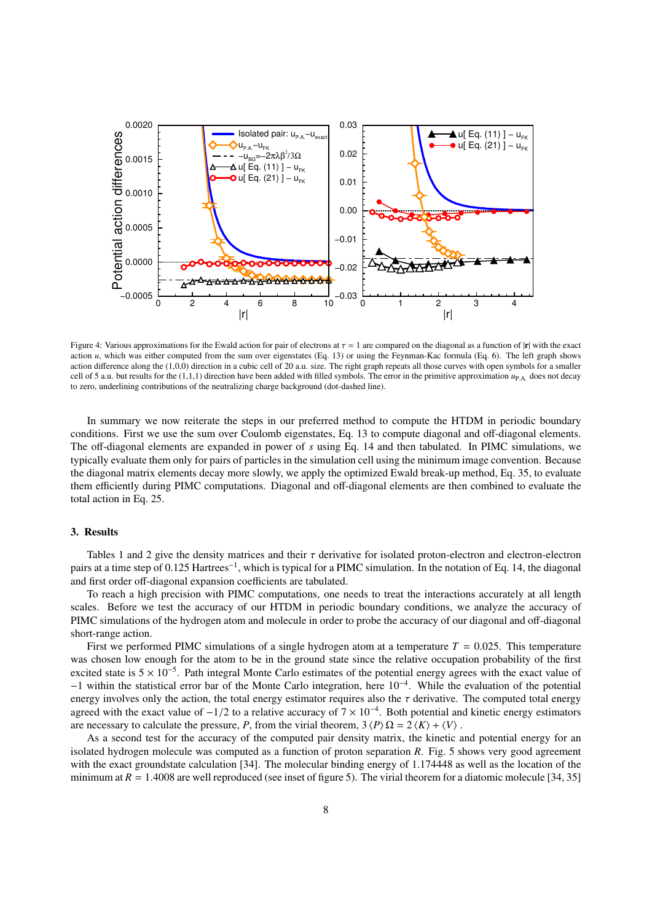Figure 4: Various approximations for the Ewald action for pair of electrons at $\tau = 1$ are compared on the diagonal as a function of $|\mathbf{r}|$ with the exact action $u$, which was either computed from the sum over eigenstates (Eq. 13) or using the Feynman-Kac formula (Eq. 6). The left graph shows action difference along the (1,0,0) direction in a cubic cell of 20 a.u. size. The right graph repeats all those curves with open symbols for a smaller cell of 5 a.u. but results for the (1,1,1) direction have been added with filled symbols. The error in the primitive approximation $u_{\rm P.A.}$ does not decay to zero, underlining contributions of the neutralizing charge background (dot-dashed line).

In summary we now reiterate the steps in our preferred method to compute the HTDM in periodic boundary conditions. First we use the sum over Coulomb eigenstates, Eq. 13 to compute diagonal and off-diagonal elements. The off-diagonal elements are expanded in power of $s$ using Eq. 14 and then tabulated. In PIMC simulations, we typically evaluate them only for pairs of particles in the simulation cell using the minimum image convention. Because the diagonal matrix elements decay more slowly, we apply the optimized Ewald break-up method, Eq. 35, to evaluate them efficiently during PIMC computations. Diagonal and off-diagonal elements are then combined to evaluate the total action in Eq. 25.

## 3. Results

Tables 1 and 2 give the density matrices and their $\tau$ derivative for isolated proton-electron and electron-electron pairs at a time step of 0.125 Hartrees$^{-1}$, which is typical for a PIMC simulation. In the notation of Eq. 14, the diagonal and first order off-diagonal expansion coefficients are tabulated.

To reach a high precision with PIMC computations, one needs to treat the interactions accurately at all length scales. Before we test the accuracy of our HTDM in periodic boundary conditions, we analyze the accuracy of PIMC simulations of the hydrogen atom and molecule in order to probe the accuracy of our diagonal and off-diagonal short-range action.

First we performed PIMC simulations of a single hydrogen atom at a temperature $T = 0.025$. This temperature was chosen low enough for the atom to be in the ground state since the relative occupation probability of the first excited state is $5 \times 10^{-5}$. Path integral Monte Carlo estimates of the potential energy agrees with the exact value of $-1$ within the statistical error bar of the Monte Carlo integration, here $10^{-4}$. While the evaluation of the potential energy involves only the action, the total energy estimator requires also the $\tau$ derivative. The computed total energy agreed with the exact value of $-1/2$ to a relative accuracy of $7 \times 10^{-4}$. Both potential and kinetic energy estimators are necessary to calculate the pressure, $P$, from the virial theorem, $3\,\langle P \rangle\, \Omega = 2\,\langle K \rangle + \langle V \rangle$.

As a second test for the accuracy of the computed pair density matrix, the kinetic and potential energy for an isolated hydrogen molecule was computed as a function of proton separation $R$. Fig. 5 shows very good agreement with the exact groundstate calculation [34]. The molecular binding energy of 1.174448 as well as the location of the minimum at $R = 1.4008$ are well reproduced (see inset of figure 5). The virial theorem for a diatomic molecule [34, 35]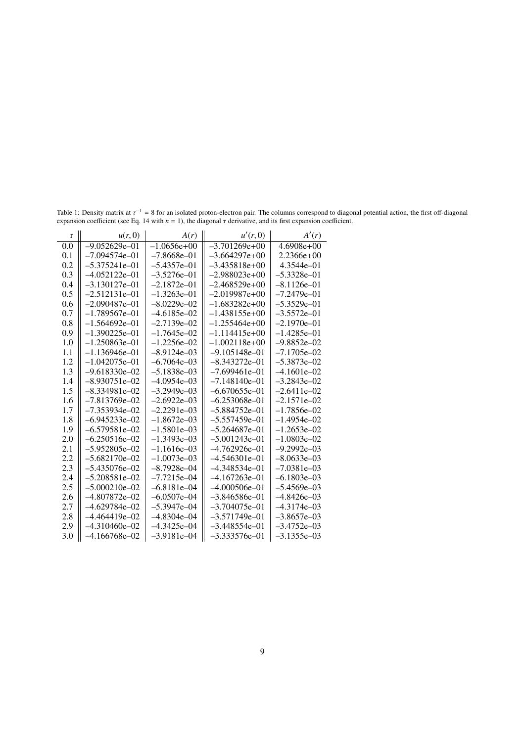Table 1: Density matrix at $\tau^{-1} = 8$ for an isolated proton-electron pair. The columns correspond to diagonal potential action, the first off-diagonal expansion coefficient (see Eq. 14 with $n = 1$), the diagonal $\tau$ derivative, and its first expansion coefficient.

| r | $u(r,0)$ | $A(r)$ | $u'(r,0)$ | $A'(r)$ |
|---|---|---|---|---|
| 0.0 | –9.052629e–01 | –1.0656e+00 | –3.701269e+00 | 4.6908e+00 |
| 0.1 | –7.094574e–01 | –7.8668e–01 | –3.664297e+00 | 2.2366e+00 |
| 0.2 | –5.375241e–01 | –5.4357e–01 | –3.435818e+00 | 4.3544e–01 |
| 0.3 | –4.052122e–01 | –3.5276e–01 | –2.988023e+00 | –5.3328e–01 |
| 0.4 | –3.130127e–01 | –2.1872e–01 | –2.468529e+00 | –8.1126e–01 |
| 0.5 | –2.512131e–01 | –1.3263e–01 | –2.019987e+00 | –7.2479e–01 |
| 0.6 | –2.090487e–01 | –8.0229e–02 | –1.683282e+00 | –5.3529e–01 |
| 0.7 | –1.789567e–01 | –4.6185e–02 | –1.438155e+00 | –3.5572e–01 |
| 0.8 | –1.564692e–01 | –2.7139e–02 | –1.255464e+00 | –2.1970e–01 |
| 0.9 | –1.390225e–01 | –1.7645e–02 | –1.114415e+00 | –1.4285e–01 |
| 1.0 | –1.250863e–01 | –1.2256e–02 | –1.002118e+00 | –9.8852e–02 |
| 1.1 | –1.136946e–01 | –8.9124e–03 | –9.105148e–01 | –7.1705e–02 |
| 1.2 | –1.042075e–01 | –6.7064e–03 | –8.343272e–01 | –5.3873e–02 |
| 1.3 | –9.618330e–02 | –5.1838e–03 | –7.699461e–01 | –4.1601e–02 |
| 1.4 | –8.930751e–02 | –4.0954e–03 | –7.148140e–01 | –3.2843e–02 |
| 1.5 | –8.334981e–02 | –3.2949e–03 | –6.670655e–01 | –2.6411e–02 |
| 1.6 | –7.813769e–02 | –2.6922e–03 | –6.253068e–01 | –2.1571e–02 |
| 1.7 | –7.353934e–02 | –2.2291e–03 | –5.884752e–01 | –1.7856e–02 |
| 1.8 | –6.945233e–02 | –1.8672e–03 | –5.557459e–01 | –1.4954e–02 |
| 1.9 | –6.579581e–02 | –1.5801e–03 | –5.264687e–01 | –1.2653e–02 |
| 2.0 | –6.250516e–02 | –1.3493e–03 | –5.001243e–01 | –1.0803e–02 |
| 2.1 | –5.952805e–02 | –1.1616e–03 | –4.762926e–01 | –9.2992e–03 |
| 2.2 | –5.682170e–02 | –1.0073e–03 | –4.546301e–01 | –8.0633e–03 |
| 2.3 | –5.435076e–02 | –8.7928e–04 | –4.348534e–01 | –7.0381e–03 |
| 2.4 | –5.208581e–02 | –7.7215e–04 | –4.167263e–01 | –6.1803e–03 |
| 2.5 | –5.000210e–02 | –6.8181e–04 | –4.000506e–01 | –5.4569e–03 |
| 2.6 | –4.807872e–02 | –6.0507e–04 | –3.846586e–01 | –4.8426e–03 |
| 2.7 | –4.629784e–02 | –5.3947e–04 | –3.704075e–01 | –4.3174e–03 |
| 2.8 | –4.464419e–02 | –4.8304e–04 | –3.571749e–01 | –3.8657e–03 |
| 2.9 | –4.310460e–02 | –4.3425e–04 | –3.448554e–01 | –3.4752e–03 |
| 3.0 | –4.166768e–02 | –3.9181e–04 | –3.333576e–01 | –3.1355e–03 |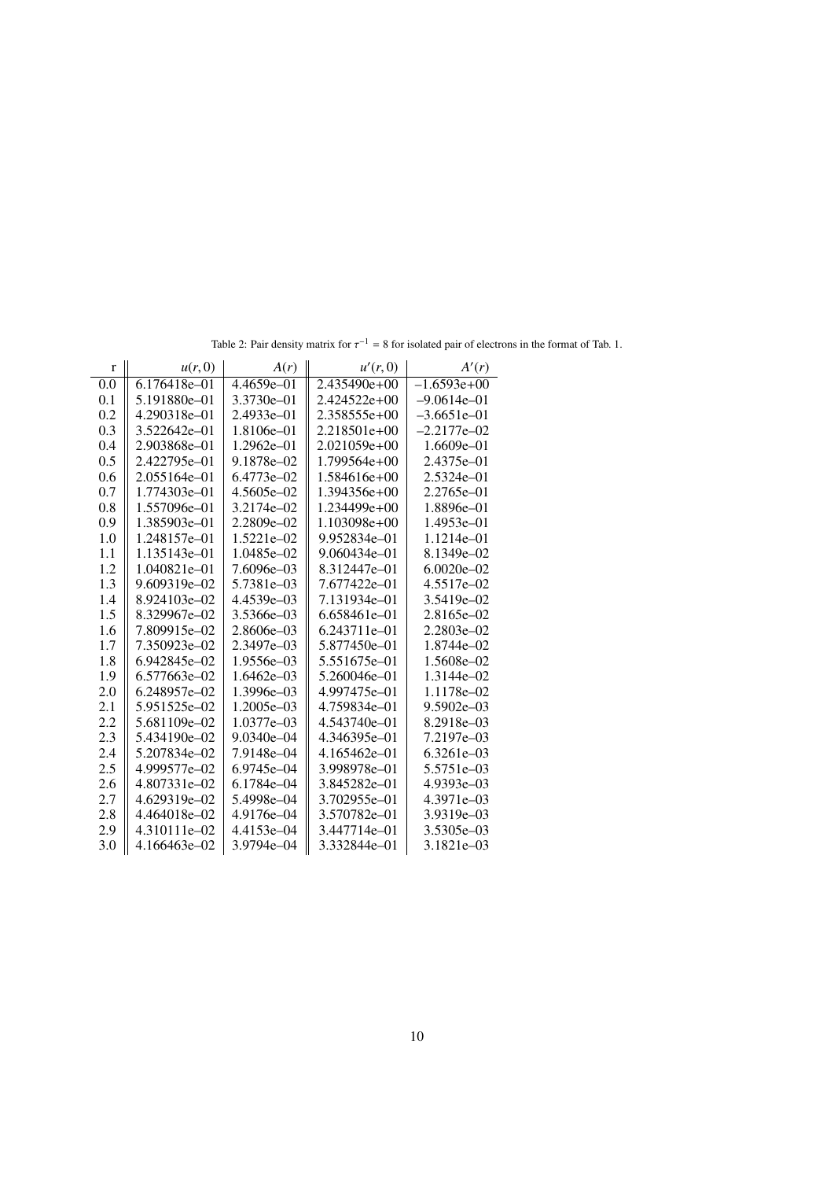Table 2: Pair density matrix for $\tau^{-1} = 8$ for isolated pair of electrons in the format of Tab. 1.

| r | $u(r,0)$ | $A(r)$ | $u'(r,0)$ | $A'(r)$ |
|---|---|---|---|---|
| 0.0 | 6.176418e–01 | 4.4659e–01 | 2.435490e+00 | –1.6593e+00 |
| 0.1 | 5.191880e–01 | 3.3730e–01 | 2.424522e+00 | –9.0614e–01 |
| 0.2 | 4.290318e–01 | 2.4933e–01 | 2.358555e+00 | –3.6651e–01 |
| 0.3 | 3.522642e–01 | 1.8106e–01 | 2.218501e+00 | –2.2177e–02 |
| 0.4 | 2.903868e–01 | 1.2962e–01 | 2.021059e+00 | 1.6609e–01 |
| 0.5 | 2.422795e–01 | 9.1878e–02 | 1.799564e+00 | 2.4375e–01 |
| 0.6 | 2.055164e–01 | 6.4773e–02 | 1.584616e+00 | 2.5324e–01 |
| 0.7 | 1.774303e–01 | 4.5605e–02 | 1.394356e+00 | 2.2765e–01 |
| 0.8 | 1.557096e–01 | 3.2174e–02 | 1.234499e+00 | 1.8896e–01 |
| 0.9 | 1.385903e–01 | 2.2809e–02 | 1.103098e+00 | 1.4953e–01 |
| 1.0 | 1.248157e–01 | 1.5221e–02 | 9.952834e–01 | 1.1214e–01 |
| 1.1 | 1.135143e–01 | 1.0485e–02 | 9.060434e–01 | 8.1349e–02 |
| 1.2 | 1.040821e–01 | 7.6096e–03 | 8.312447e–01 | 6.0020e–02 |
| 1.3 | 9.609319e–02 | 5.7381e–03 | 7.677422e–01 | 4.5517e–02 |
| 1.4 | 8.924103e–02 | 4.4539e–03 | 7.131934e–01 | 3.5419e–02 |
| 1.5 | 8.329967e–02 | 3.5366e–03 | 6.658461e–01 | 2.8165e–02 |
| 1.6 | 7.809915e–02 | 2.8606e–03 | 6.243711e–01 | 2.2803e–02 |
| 1.7 | 7.350923e–02 | 2.3497e–03 | 5.877450e–01 | 1.8744e–02 |
| 1.8 | 6.942845e–02 | 1.9556e–03 | 5.551675e–01 | 1.5608e–02 |
| 1.9 | 6.577663e–02 | 1.6462e–03 | 5.260046e–01 | 1.3144e–02 |
| 2.0 | 6.248957e–02 | 1.3996e–03 | 4.997475e–01 | 1.1178e–02 |
| 2.1 | 5.951525e–02 | 1.2005e–03 | 4.759834e–01 | 9.5902e–03 |
| 2.2 | 5.681109e–02 | 1.0377e–03 | 4.543740e–01 | 8.2918e–03 |
| 2.3 | 5.434190e–02 | 9.0340e–04 | 4.346395e–01 | 7.2197e–03 |
| 2.4 | 5.207834e–02 | 7.9148e–04 | 4.165462e–01 | 6.3261e–03 |
| 2.5 | 4.999577e–02 | 6.9745e–04 | 3.998978e–01 | 5.5751e–03 |
| 2.6 | 4.807331e–02 | 6.1784e–04 | 3.845282e–01 | 4.9393e–03 |
| 2.7 | 4.629319e–02 | 5.4998e–04 | 3.702955e–01 | 4.3971e–03 |
| 2.8 | 4.464018e–02 | 4.9176e–04 | 3.570782e–01 | 3.9319e–03 |
| 2.9 | 4.310111e–02 | 4.4153e–04 | 3.447714e–01 | 3.5305e–03 |
| 3.0 | 4.166463e–02 | 3.9794e–04 | 3.332844e–01 | 3.1821e–03 |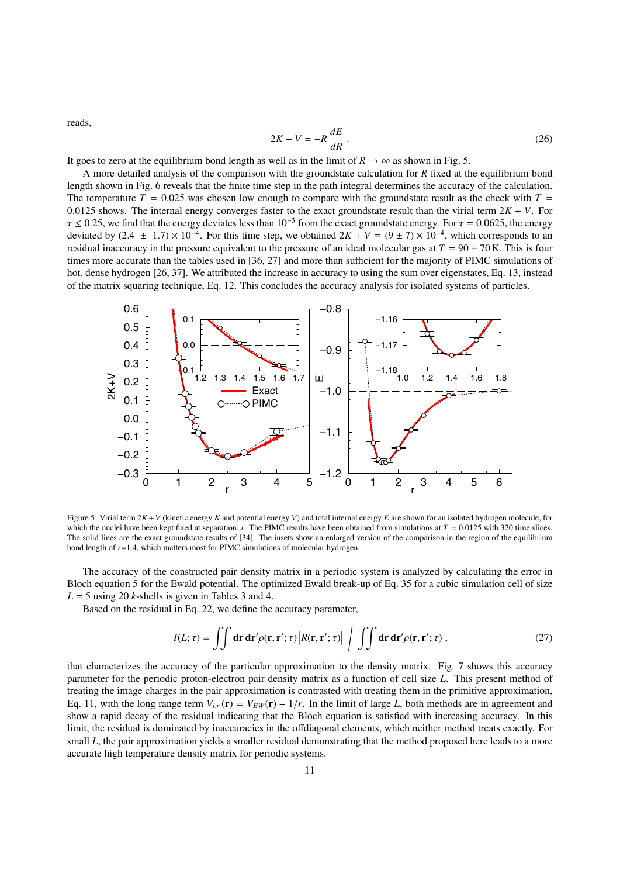reads,

$$2K + V = -R \frac{dE}{dR} \; . \tag{26}$$

It goes to zero at the equilibrium bond length as well as in the limit of $R \to \infty$ as shown in Fig. 5.

A more detailed analysis of the comparison with the groundstate calculation for $R$ fixed at the equilibrium bond length shown in Fig. 6 reveals that the finite time step in the path integral determines the accuracy of the calculation. The temperature $T = 0.025$ was chosen low enough to compare with the groundstate result as the check with $T = 0.0125$ shows. The internal energy converges faster to the exact groundstate result than the virial term $2K + V$. For $\tau \leq 0.25$, we find that the energy deviates less than $10^{-3}$ from the exact groundstate energy. For $\tau = 0.0625$, the energy deviated by $(2.4 \pm 1.7) \times 10^{-4}$. For this time step, we obtained $2K + V = (9 \pm 7) \times 10^{-4}$, which corresponds to an residual inaccuracy in the pressure equivalent to the pressure of an ideal molecular gas at $T = 90 \pm 70\,\text{K}$. This is four times more accurate than the tables used in [36, 27] and more than sufficient for the majority of PIMC simulations of hot, dense hydrogen [26, 37]. We attributed the increase in accuracy to using the sum over eigenstates, Eq. 13, instead of the matrix squaring technique, Eq. 12. This concludes the accuracy analysis for isolated systems of particles.

Figure 5: Virial term $2K + V$ (kinetic energy $K$ and potential energy $V$) and total internal energy $E$ are shown for an isolated hydrogen molecule, for which the nuclei have been kept fixed at separation, $r$. The PIMC results have been obtained from simulations at $T = 0.0125$ with 320 time slices. The solid lines are the exact groundstate results of [34]. The insets show an enlarged version of the comparison in the region of the equilibrium bond length of $r$=1.4, which matters most for PIMC simulations of molecular hydrogen.

The accuracy of the constructed pair density matrix in a periodic system is analyzed by calculating the error in Bloch equation 5 for the Ewald potential. The optimized Ewald break-up of Eq. 35 for a cubic simulation cell of size $L = 5$ using 20 $k$-shells is given in Tables 3 and 4.

Based on the residual in Eq. 22, we define the accuracy parameter,

$$I(L;\tau) = \iint \mathbf{dr}\,\mathbf{dr}'\rho(\mathbf{r},\mathbf{r}';\tau)\left|R(\mathbf{r},\mathbf{r}';\tau)\right| \;\Big/\; \iint \mathbf{dr}\,\mathbf{dr}'\rho(\mathbf{r},\mathbf{r}';\tau)\;, \tag{27}$$

that characterizes the accuracy of the particular approximation to the density matrix. Fig. 7 shows this accuracy parameter for the periodic proton-electron pair density matrix as a function of cell size $L$. This present method of treating the image charges in the pair approximation is contrasted with treating them in the primitive approximation, Eq. 11, with the long range term $V_{l.r.}(\mathbf{r}) = V_{EW}(\mathbf{r}) - 1/r$. In the limit of large $L$, both methods are in agreement and show a rapid decay of the residual indicating that the Bloch equation is satisfied with increasing accuracy. In this limit, the residual is dominated by inaccuracies in the offdiagonal elements, which neither method treats exactly. For small $L$, the pair approximation yields a smaller residual demonstrating that the method proposed here leads to a more accurate high temperature density matrix for periodic systems.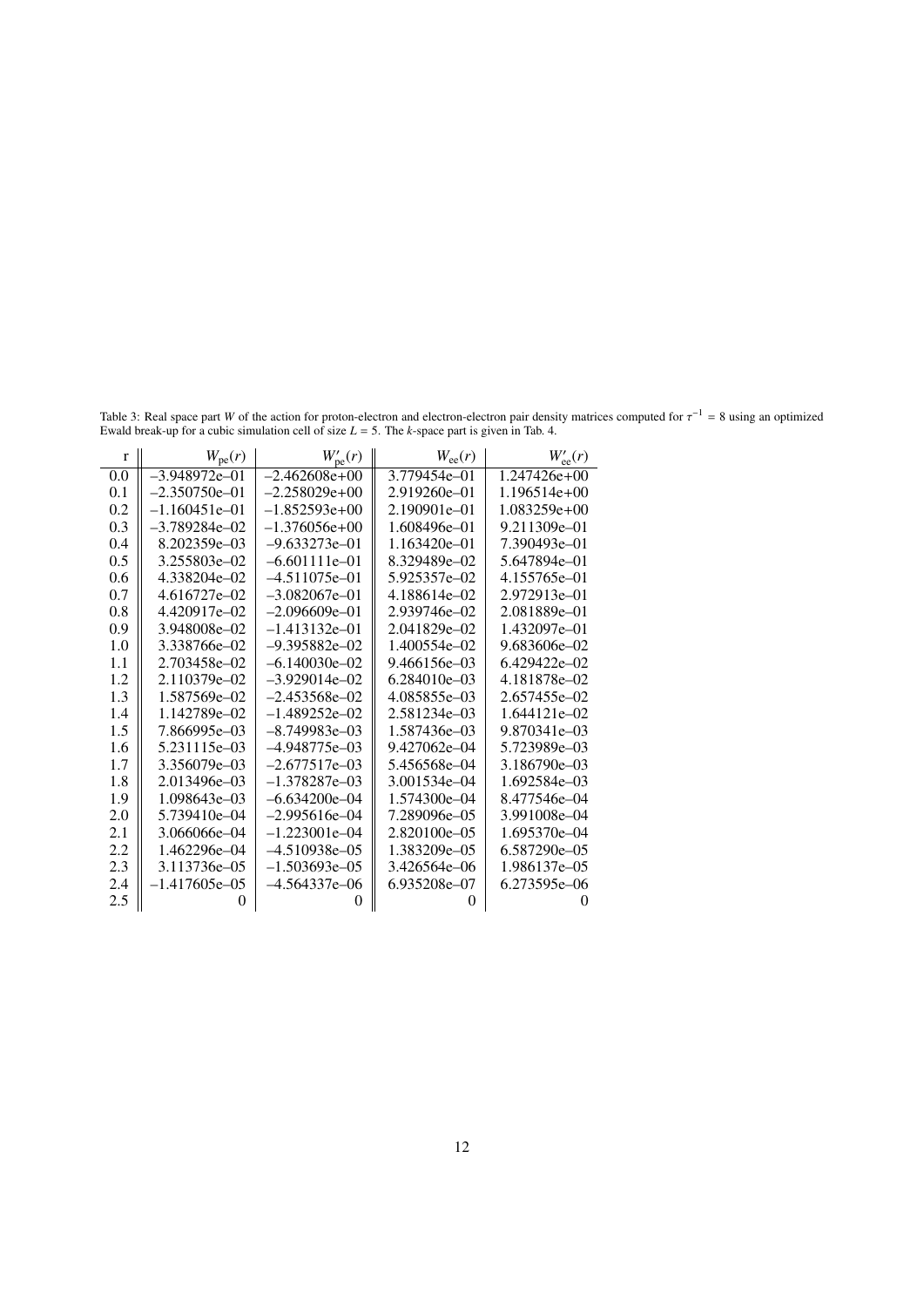Table 3: Real space part $W$ of the action for proton-electron and electron-electron pair density matrices computed for $\tau^{-1} = 8$ using an optimized Ewald break-up for a cubic simulation cell of size $L = 5$. The $k$-space part is given in Tab. 4.

| r | $W_{\rm pe}(r)$ | $W'_{\rm pe}(r)$ | $W_{\rm ee}(r)$ | $W'_{\rm ee}(r)$ |
|---|---|---|---|---|
| 0.0 | −3.948972e−01 | −2.462608e+00 | 3.779454e−01 | 1.247426e+00 |
| 0.1 | −2.350750e−01 | −2.258029e+00 | 2.919260e−01 | 1.196514e+00 |
| 0.2 | −1.160451e−01 | −1.852593e+00 | 2.190901e−01 | 1.083259e+00 |
| 0.3 | −3.789284e−02 | −1.376056e+00 | 1.608496e−01 | 9.211309e−01 |
| 0.4 | 8.202359e−03 | −9.633273e−01 | 1.163420e−01 | 7.390493e−01 |
| 0.5 | 3.255803e−02 | −6.601111e−01 | 8.329489e−02 | 5.647894e−01 |
| 0.6 | 4.338204e−02 | −4.511075e−01 | 5.925357e−02 | 4.155765e−01 |
| 0.7 | 4.616727e−02 | −3.082067e−01 | 4.188614e−02 | 2.972913e−01 |
| 0.8 | 4.420917e−02 | −2.096609e−01 | 2.939746e−02 | 2.081889e−01 |
| 0.9 | 3.948008e−02 | −1.413132e−01 | 2.041829e−02 | 1.432097e−01 |
| 1.0 | 3.338766e−02 | −9.395882e−02 | 1.400554e−02 | 9.683606e−02 |
| 1.1 | 2.703458e−02 | −6.140030e−02 | 9.466156e−03 | 6.429422e−02 |
| 1.2 | 2.110379e−02 | −3.929014e−02 | 6.284010e−03 | 4.181878e−02 |
| 1.3 | 1.587569e−02 | −2.453568e−02 | 4.085855e−03 | 2.657455e−02 |
| 1.4 | 1.142789e−02 | −1.489252e−02 | 2.581234e−03 | 1.644121e−02 |
| 1.5 | 7.866995e−03 | −8.749983e−03 | 1.587436e−03 | 9.870341e−03 |
| 1.6 | 5.231115e−03 | −4.948775e−03 | 9.427062e−04 | 5.723989e−03 |
| 1.7 | 3.356079e−03 | −2.677517e−03 | 5.456568e−04 | 3.186790e−03 |
| 1.8 | 2.013496e−03 | −1.378287e−03 | 3.001534e−04 | 1.692584e−03 |
| 1.9 | 1.098643e−03 | −6.634200e−04 | 1.574300e−04 | 8.477546e−04 |
| 2.0 | 5.739410e−04 | −2.995616e−04 | 7.289096e−05 | 3.991008e−04 |
| 2.1 | 3.066066e−04 | −1.223001e−04 | 2.820100e−05 | 1.695370e−04 |
| 2.2 | 1.462296e−04 | −4.510938e−05 | 1.383209e−05 | 6.587290e−05 |
| 2.3 | 3.113736e−05 | −1.503693e−05 | 3.426564e−06 | 1.986137e−05 |
| 2.4 | −1.417605e−05 | −4.564337e−06 | 6.935208e−07 | 6.273595e−06 |
| 2.5 | 0 | 0 | 0 | 0 |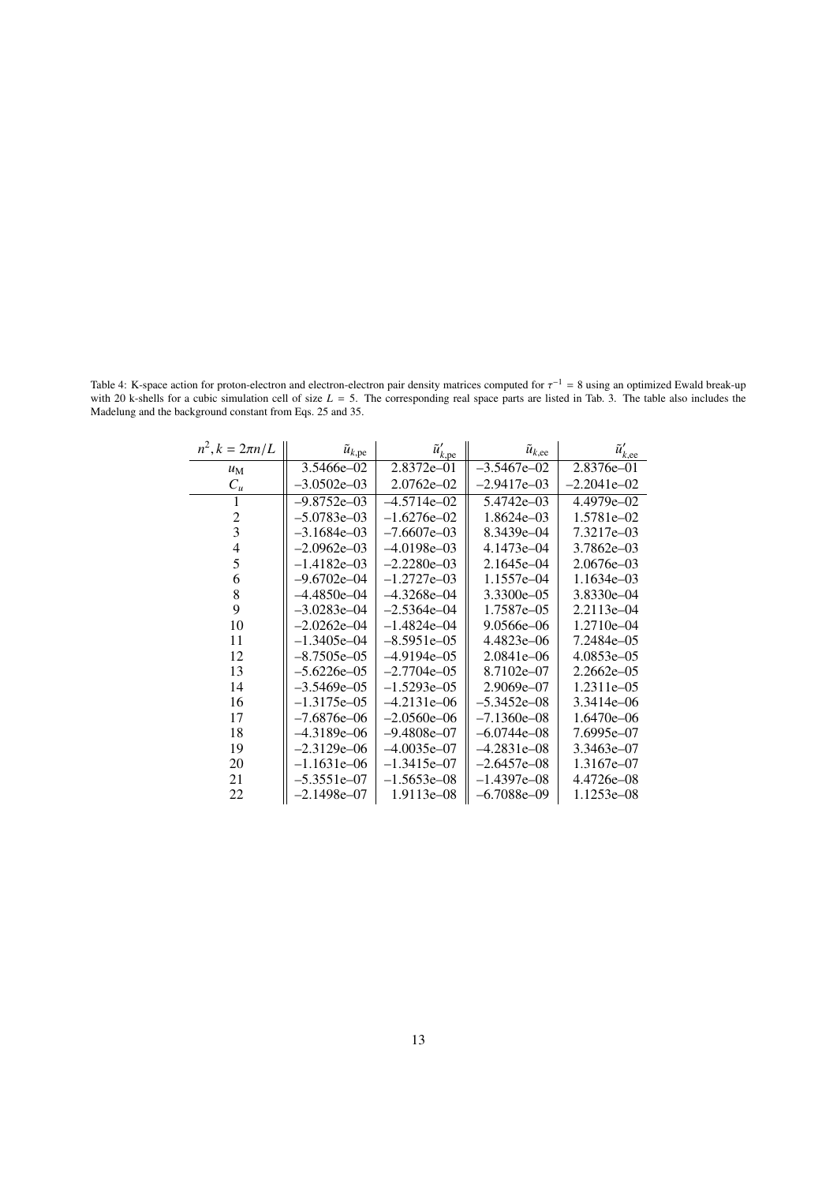Table 4: K-space action for proton-electron and electron-electron pair density matrices computed for $\tau^{-1} = 8$ using an optimized Ewald break-up with 20 k-shells for a cubic simulation cell of size $L = 5$. The corresponding real space parts are listed in Tab. 3. The table also includes the Madelung and the background constant from Eqs. 25 and 35.

| $n^2, k = 2\pi n/L$ | $\tilde{u}_{k,\mathrm{pe}}$ | $\tilde{u}'_{k,\mathrm{pe}}$ | $\tilde{u}_{k,\mathrm{ee}}$ | $\tilde{u}'_{k,\mathrm{ee}}$ |
|---|---|---|---|---|
| $u_\mathrm{M}$ | 3.5466e–02 | 2.8372e–01 | –3.5467e–02 | 2.8376e–01 |
| $C_u$ | –3.0502e–03 | 2.0762e–02 | –2.9417e–03 | –2.2041e–02 |
| 1 | –9.8752e–03 | –4.5714e–02 | 5.4742e–03 | 4.4979e–02 |
| 2 | –5.0783e–03 | –1.6276e–02 | 1.8624e–03 | 1.5781e–02 |
| 3 | –3.1684e–03 | –7.6607e–03 | 8.3439e–04 | 7.3217e–03 |
| 4 | –2.0962e–03 | –4.0198e–03 | 4.1473e–04 | 3.7862e–03 |
| 5 | –1.4182e–03 | –2.2280e–03 | 2.1645e–04 | 2.0676e–03 |
| 6 | –9.6702e–04 | –1.2727e–03 | 1.1557e–04 | 1.1634e–03 |
| 8 | –4.4850e–04 | –4.3268e–04 | 3.3300e–05 | 3.8330e–04 |
| 9 | –3.0283e–04 | –2.5364e–04 | 1.7587e–05 | 2.2113e–04 |
| 10 | –2.0262e–04 | –1.4824e–04 | 9.0566e–06 | 1.2710e–04 |
| 11 | –1.3405e–04 | –8.5951e–05 | 4.4823e–06 | 7.2484e–05 |
| 12 | –8.7505e–05 | –4.9194e–05 | 2.0841e–06 | 4.0853e–05 |
| 13 | –5.6226e–05 | –2.7704e–05 | 8.7102e–07 | 2.2662e–05 |
| 14 | –3.5469e–05 | –1.5293e–05 | 2.9069e–07 | 1.2311e–05 |
| 16 | –1.3175e–05 | –4.2131e–06 | –5.3452e–08 | 3.3414e–06 |
| 17 | –7.6876e–06 | –2.0560e–06 | –7.1360e–08 | 1.6470e–06 |
| 18 | –4.3189e–06 | –9.4808e–07 | –6.0744e–08 | 7.6995e–07 |
| 19 | –2.3129e–06 | –4.0035e–07 | –4.2831e–08 | 3.3463e–07 |
| 20 | –1.1631e–06 | –1.3415e–07 | –2.6457e–08 | 1.3167e–07 |
| 21 | –5.3551e–07 | –1.5653e–08 | –1.4397e–08 | 4.4726e–08 |
| 22 | –2.1498e–07 | 1.9113e–08 | –6.7088e–09 | 1.1253e–08 |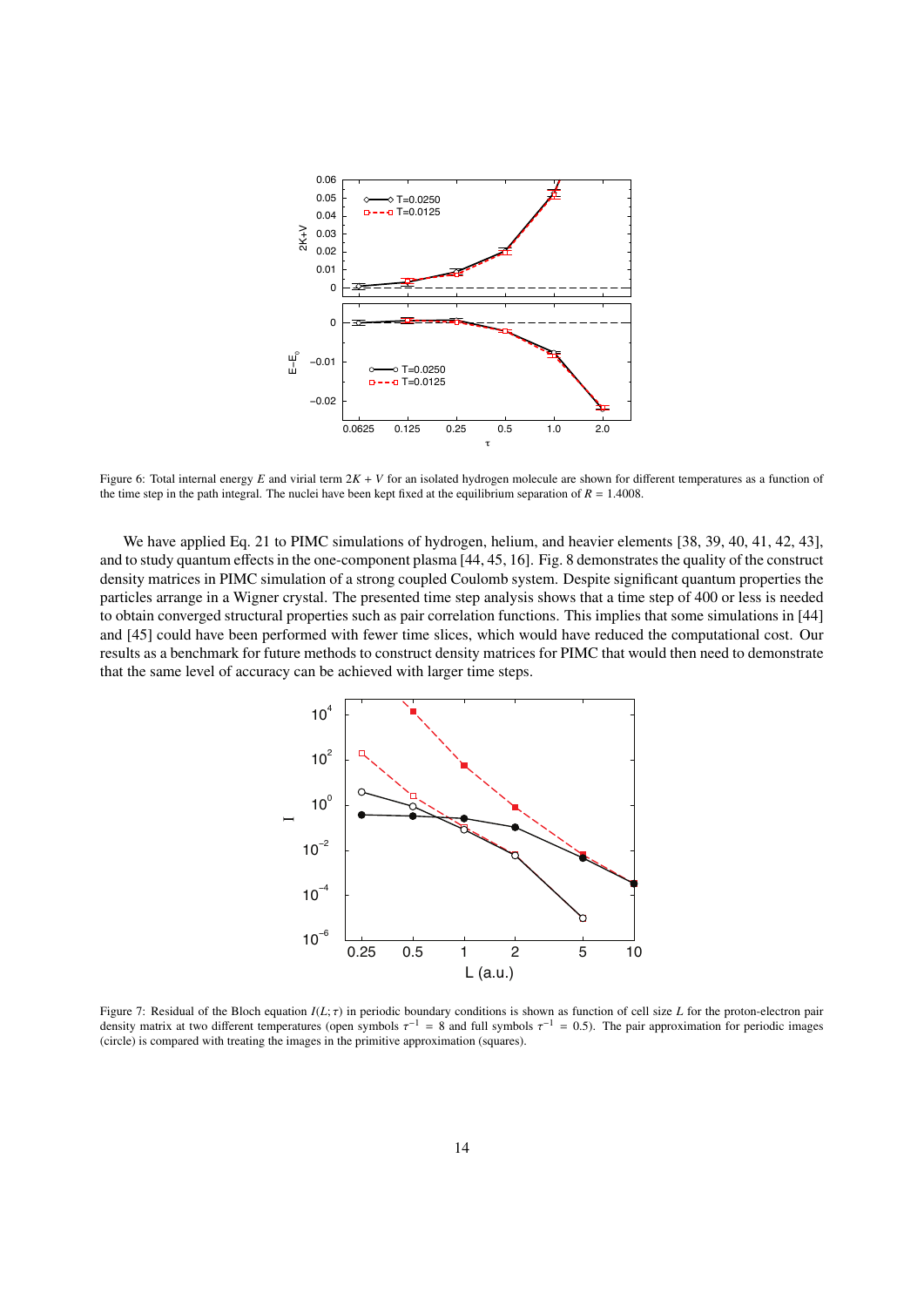Figure 6: Total internal energy $E$ and virial term $2K + V$ for an isolated hydrogen molecule are shown for different temperatures as a function of the time step in the path integral. The nuclei have been kept fixed at the equilibrium separation of $R = 1.4008$.

We have applied Eq. 21 to PIMC simulations of hydrogen, helium, and heavier elements [38, 39, 40, 41, 42, 43], and to study quantum effects in the one-component plasma [44, 45, 16]. Fig. 8 demonstrates the quality of the construct density matrices in PIMC simulation of a strong coupled Coulomb system. Despite significant quantum properties the particles arrange in a Wigner crystal. The presented time step analysis shows that a time step of 400 or less is needed to obtain converged structural properties such as pair correlation functions. This implies that some simulations in [44] and [45] could have been performed with fewer time slices, which would have reduced the computational cost. Our results as a benchmark for future methods to construct density matrices for PIMC that would then need to demonstrate that the same level of accuracy can be achieved with larger time steps.

Figure 7: Residual of the Bloch equation $I(L; \tau)$ in periodic boundary conditions is shown as function of cell size $L$ for the proton-electron pair density matrix at two different temperatures (open symbols $\tau^{-1} = 8$ and full symbols $\tau^{-1} = 0.5$). The pair approximation for periodic images (circle) is compared with treating the images in the primitive approximation (squares).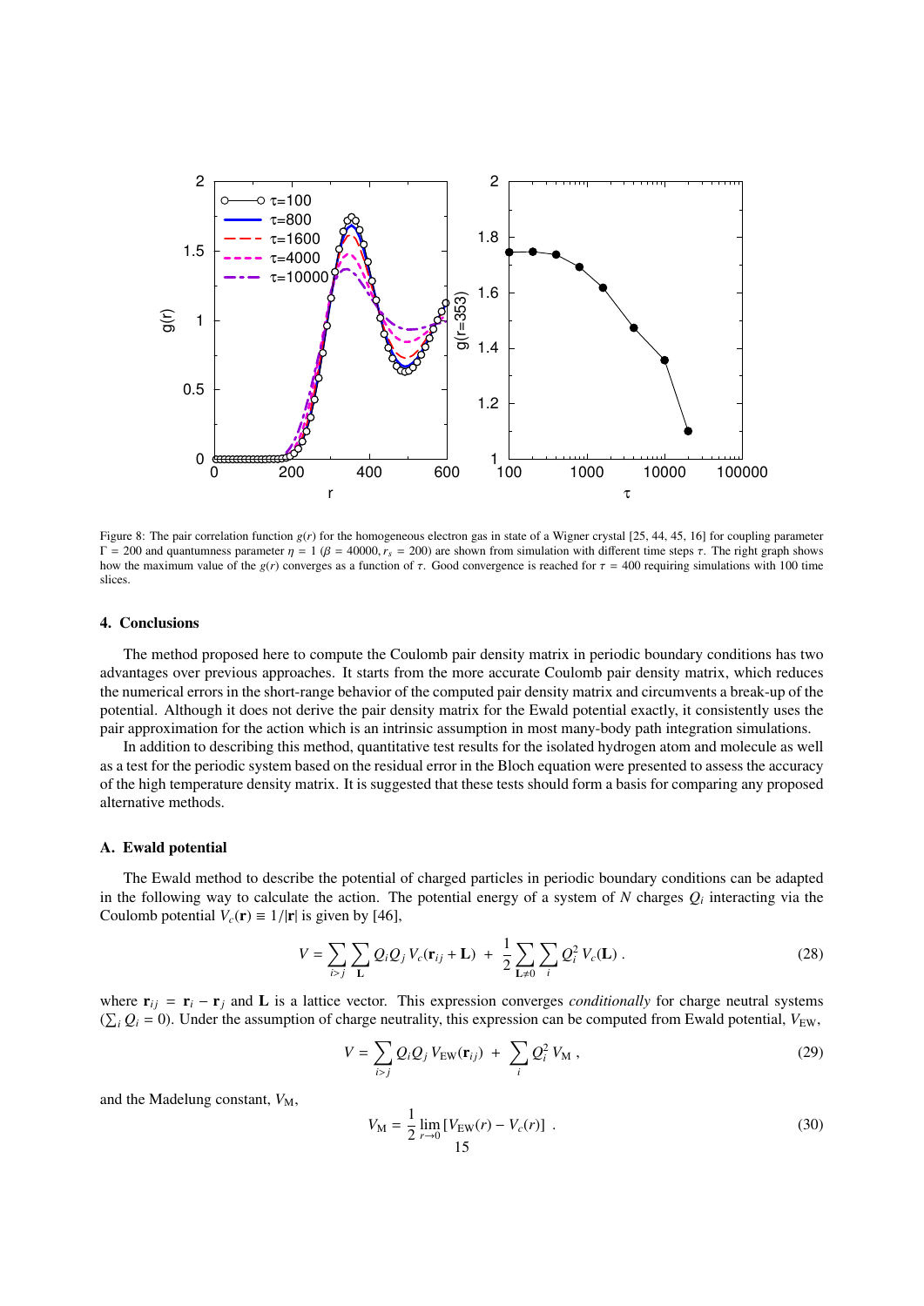Figure 8: The pair correlation function $g(r)$ for the homogeneous electron gas in state of a Wigner crystal [25, 44, 45, 16] for coupling parameter $\Gamma = 200$ and quantumness parameter $\eta = 1$ ($\beta = 40000, r_s = 200$) are shown from simulation with different time steps $\tau$. The right graph shows how the maximum value of the $g(r)$ converges as a function of $\tau$. Good convergence is reached for $\tau = 400$ requiring simulations with 100 time slices.

## 4. Conclusions

The method proposed here to compute the Coulomb pair density matrix in periodic boundary conditions has two advantages over previous approaches. It starts from the more accurate Coulomb pair density matrix, which reduces the numerical errors in the short-range behavior of the computed pair density matrix and circumvents a break-up of the potential. Although it does not derive the pair density matrix for the Ewald potential exactly, it consistently uses the pair approximation for the action which is an intrinsic assumption in most many-body path integration simulations.

In addition to describing this method, quantitative test results for the isolated hydrogen atom and molecule as well as a test for the periodic system based on the residual error in the Bloch equation were presented to assess the accuracy of the high temperature density matrix. It is suggested that these tests should form a basis for comparing any proposed alternative methods.

## A. Ewald potential

The Ewald method to describe the potential of charged particles in periodic boundary conditions can be adapted in the following way to calculate the action. The potential energy of a system of $N$ charges $Q_i$ interacting via the Coulomb potential $V_c(\mathbf{r}) \equiv 1/|\mathbf{r}|$ is given by [46],

$$V = \sum_{i>j} \sum_{\mathbf{L}} Q_i Q_j \, V_c(\mathbf{r}_{ij} + \mathbf{L}) \; + \; \frac{1}{2} \sum_{\mathbf{L} \neq 0} \sum_i Q_i^2 \, V_c(\mathbf{L}) \; . \tag{28}$$

where $\mathbf{r}_{ij} = \mathbf{r}_i - \mathbf{r}_j$ and $\mathbf{L}$ is a lattice vector. This expression converges *conditionally* for charge neutral systems ($\sum_i Q_i = 0$). Under the assumption of charge neutrality, this expression can be computed from Ewald potential, $V_{\rm EW}$,

$$V = \sum_{i>j} Q_i Q_j \, V_{\rm EW}(\mathbf{r}_{ij}) \; + \; \sum_i Q_i^2 \, V_{\rm M} \; , \tag{29}$$

and the Madelung constant, $V_{\rm M}$,

$$V_{\rm M} = \frac{1}{2} \lim_{r \to 0} \left[ V_{\rm EW}(r) - V_c(r) \right] \; . \tag{30}$$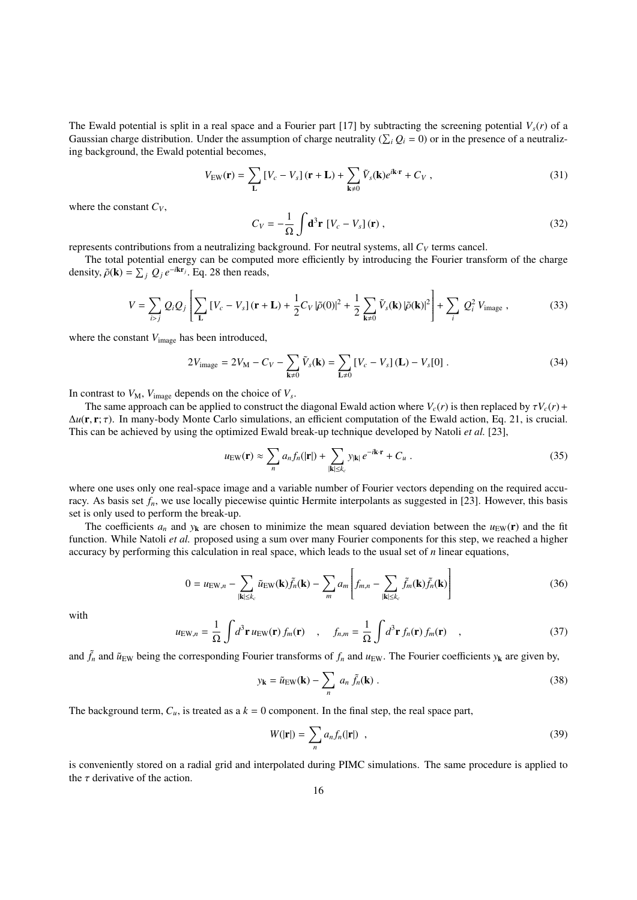The Ewald potential is split in a real space and a Fourier part [17] by subtracting the screening potential $V_s(r)$ of a Gaussian charge distribution. Under the assumption of charge neutrality ($\sum_i Q_i = 0$) or in the presence of a neutralizing background, the Ewald potential becomes,

$$V_{\rm EW}(\mathbf{r}) = \sum_{\mathbf{L}} \left[V_c - V_s\right](\mathbf{r}+\mathbf{L}) + \sum_{\mathbf{k}\neq 0} \tilde{V}_s(\mathbf{k}) e^{i\mathbf{k}\cdot\mathbf{r}} + C_V \;, \tag{31}$$

where the constant $C_V$,

$$C_V = -\frac{1}{\Omega} \int \mathbf{d}^3\mathbf{r} \; \left[V_c - V_s\right](\mathbf{r}) \;, \tag{32}$$

represents contributions from a neutralizing background. For neutral systems, all $C_V$ terms cancel.

The total potential energy can be computed more efficiently by introducing the Fourier transform of the charge density, $\tilde{\rho}(\mathbf{k}) = \sum_j Q_j \, e^{-i\mathbf{k}\mathbf{r}_j}$. Eq. 28 then reads,

$$V = \sum_{i>j} Q_i Q_j \left[ \sum_{\mathbf{L}} \left[V_c - V_s\right](\mathbf{r}+\mathbf{L}) + \frac{1}{2} C_V \left|\tilde{\rho}(0)\right|^2 + \frac{1}{2} \sum_{\mathbf{k}\neq 0} \tilde{V}_s(\mathbf{k}) \left|\tilde{\rho}(\mathbf{k})\right|^2 \right] + \sum_i \; Q_i^2 \, V_{\rm image} \;, \tag{33}$$

where the constant $V_{\rm image}$ has been introduced,

$$2 V_{\rm image} = 2 V_{\rm M} - C_V - \sum_{\mathbf{k}\neq 0} \tilde{V}_s(\mathbf{k}) = \sum_{\mathbf{L}\neq 0} \left[V_c - V_s\right](\mathbf{L}) - V_s[0] \;. \tag{34}$$

In contrast to $V_{\rm M}$, $V_{\rm image}$ depends on the choice of $V_s$.

The same approach can be applied to construct the diagonal Ewald action where $V_c(r)$ is then replaced by $\tau V_c(r) + \Delta u(\mathbf{r},\mathbf{r};\tau)$. In many-body Monte Carlo simulations, an efficient computation of the Ewald action, Eq. 21, is crucial. This can be achieved by using the optimized Ewald break-up technique developed by Natoli *et al.* [23],

$$u_{\rm EW}(\mathbf{r}) \approx \sum_n a_n f_n(|\mathbf{r}|) + \sum_{|\mathbf{k}|\leq k_c} y_{|\mathbf{k}|} \, e^{-i\mathbf{k}\cdot\mathbf{r}} + C_u \;. \tag{35}$$

where one uses only one real-space image and a variable number of Fourier vectors depending on the required accuracy. As basis set $f_n$, we use locally piecewise quintic Hermite interpolants as suggested in [23]. However, this basis set is only used to perform the break-up.

The coefficients $a_n$ and $y_{\mathbf{k}}$ are chosen to minimize the mean squared deviation between the $u_{\rm EW}(\mathbf{r})$ and the fit function. While Natoli *et al.* proposed using a sum over many Fourier components for this step, we reached a higher accuracy by performing this calculation in real space, which leads to the usual set of $n$ linear equations,

$$0 = u_{{\rm EW},n} - \sum_{|\mathbf{k}|\leq k_c} \tilde{u}_{\rm EW}(\mathbf{k}) \tilde{f}_n(\mathbf{k}) - \sum_m a_m \left[ f_{m,n} - \sum_{|\mathbf{k}|\leq k_c} \tilde{f}_m(\mathbf{k}) \tilde{f}_n(\mathbf{k}) \right] \tag{36}$$

with

$$u_{{\rm EW},n} = \frac{1}{\Omega} \int d^3\mathbf{r} \, u_{\rm EW}(\mathbf{r}) \, f_m(\mathbf{r}) \quad , \quad f_{n,m} = \frac{1}{\Omega} \int d^3\mathbf{r} \, f_n(\mathbf{r}) \, f_m(\mathbf{r}) \quad , \tag{37}$$

and $\tilde{f}_n$ and $\tilde{u}_{\rm EW}$ being the corresponding Fourier transforms of $f_n$ and $u_{\rm EW}$. The Fourier coefficients $y_{\mathbf{k}}$ are given by,

$$y_{\mathbf{k}} = \tilde{u}_{\rm EW}(\mathbf{k}) - \sum_n \; a_n \, \tilde{f}_n(\mathbf{k}) \;. \tag{38}$$

The background term, $C_u$, is treated as a $k = 0$ component. In the final step, the real space part,

$$W(|\mathbf{r}|) = \sum_n a_n f_n(|\mathbf{r}|) \quad , \tag{39}$$

is conveniently stored on a radial grid and interpolated during PIMC simulations. The same procedure is applied to the $\tau$ derivative of the action.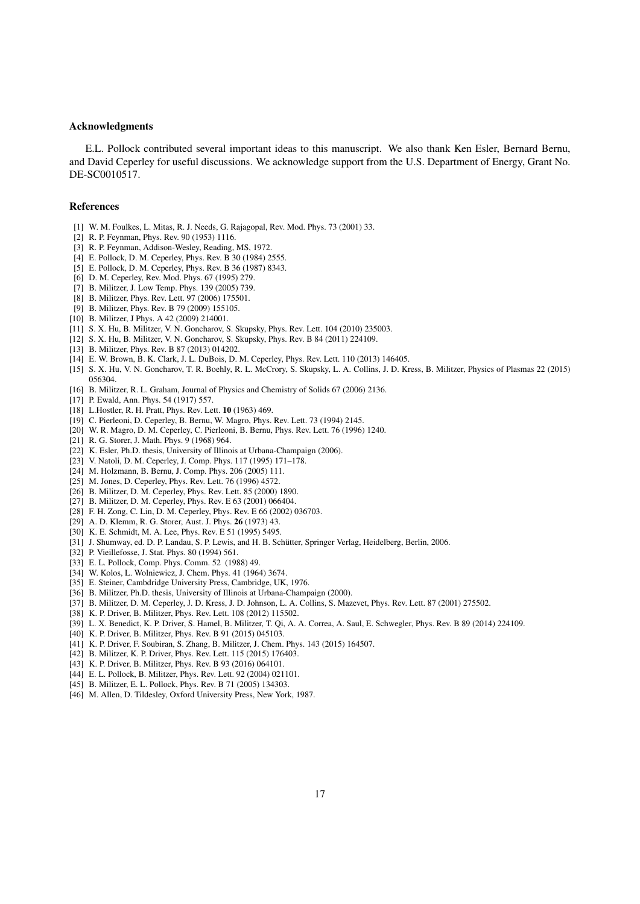### Acknowledgments

E.L. Pollock contributed several important ideas to this manuscript. We also thank Ken Esler, Bernard Bernu, and David Ceperley for useful discussions. We acknowledge support from the U.S. Department of Energy, Grant No. DE-SC0010517.

### References

- [1] W. M. Foulkes, L. Mitas, R. J. Needs, G. Rajagopal, Rev. Mod. Phys. 73 (2001) 33.
- [2] R. P. Feynman, Phys. Rev. 90 (1953) 1116.
- [3] R. P. Feynman, Addison-Wesley, Reading, MS, 1972.
- [4] E. Pollock, D. M. Ceperley, Phys. Rev. B 30 (1984) 2555.
- [5] E. Pollock, D. M. Ceperley, Phys. Rev. B 36 (1987) 8343.
- [6] D. M. Ceperley, Rev. Mod. Phys. 67 (1995) 279.
- [7] B. Militzer, J. Low Temp. Phys. 139 (2005) 739.
- [8] B. Militzer, Phys. Rev. Lett. 97 (2006) 175501.
- [9] B. Militzer, Phys. Rev. B 79 (2009) 155105.
- [10] B. Militzer, J Phys. A 42 (2009) 214001.
- [11] S. X. Hu, B. Militzer, V. N. Goncharov, S. Skupsky, Phys. Rev. Lett. 104 (2010) 235003.
- [12] S. X. Hu, B. Militzer, V. N. Goncharov, S. Skupsky, Phys. Rev. B 84 (2011) 224109.
- [13] B. Militzer, Phys. Rev. B 87 (2013) 014202.
- [14] E. W. Brown, B. K. Clark, J. L. DuBois, D. M. Ceperley, Phys. Rev. Lett. 110 (2013) 146405.
- [15] S. X. Hu, V. N. Goncharov, T. R. Boehly, R. L. McCrory, S. Skupsky, L. A. Collins, J. D. Kress, B. Militzer, Physics of Plasmas 22 (2015) 056304.
- [16] B. Militzer, R. L. Graham, Journal of Physics and Chemistry of Solids 67 (2006) 2136.
- [17] P. Ewald, Ann. Phys. 54 (1917) 557.
- [18] L.Hostler, R. H. Pratt, Phys. Rev. Lett. **10** (1963) 469.
- [19] C. Pierleoni, D. Ceperley, B. Bernu, W. Magro, Phys. Rev. Lett. 73 (1994) 2145.
- [20] W. R. Magro, D. M. Ceperley, C. Pierleoni, B. Bernu, Phys. Rev. Lett. 76 (1996) 1240.
- [21] R. G. Storer, J. Math. Phys. 9 (1968) 964.
- [22] K. Esler, Ph.D. thesis, University of Illinois at Urbana-Champaign (2006).
- [23] V. Natoli, D. M. Ceperley, J. Comp. Phys. 117 (1995) 171–178.
- [24] M. Holzmann, B. Bernu, J. Comp. Phys. 206 (2005) 111.
- [25] M. Jones, D. Ceperley, Phys. Rev. Lett. 76 (1996) 4572.
- [26] B. Militzer, D. M. Ceperley, Phys. Rev. Lett. 85 (2000) 1890.
- [27] B. Militzer, D. M. Ceperley, Phys. Rev. E 63 (2001) 066404.
- [28] F. H. Zong, C. Lin, D. M. Ceperley, Phys. Rev. E 66 (2002) 036703.
- [29] A. D. Klemm, R. G. Storer, Aust. J. Phys. **26** (1973) 43.
- [30] K. E. Schmidt, M. A. Lee, Phys. Rev. E 51 (1995) 5495.
- [31] J. Shumway, ed. D. P. Landau, S. P. Lewis, and H. B. Schütter, Springer Verlag, Heidelberg, Berlin, 2006.
- [32] P. Vieillefosse, J. Stat. Phys. 80 (1994) 561.
- [33] E. L. Pollock, Comp. Phys. Comm. 52 (1988) 49.
- [34] W. Kolos, L. Wolniewicz, J. Chem. Phys. 41 (1964) 3674.
- [35] E. Steiner, Cambdridge University Press, Cambridge, UK, 1976.
- [36] B. Militzer, Ph.D. thesis, University of Illinois at Urbana-Champaign (2000).
- [37] B. Militzer, D. M. Ceperley, J. D. Kress, J. D. Johnson, L. A. Collins, S. Mazevet, Phys. Rev. Lett. 87 (2001) 275502.
- [38] K. P. Driver, B. Militzer, Phys. Rev. Lett. 108 (2012) 115502.
- [39] L. X. Benedict, K. P. Driver, S. Hamel, B. Militzer, T. Qi, A. A. Correa, A. Saul, E. Schwegler, Phys. Rev. B 89 (2014) 224109.
- [40] K. P. Driver, B. Militzer, Phys. Rev. B 91 (2015) 045103.
- [41] K. P. Driver, F. Soubiran, S. Zhang, B. Militzer, J. Chem. Phys. 143 (2015) 164507.
- [42] B. Militzer, K. P. Driver, Phys. Rev. Lett. 115 (2015) 176403.
- [43] K. P. Driver, B. Militzer, Phys. Rev. B 93 (2016) 064101.
- [44] E. L. Pollock, B. Militzer, Phys. Rev. Lett. 92 (2004) 021101.
- [45] B. Militzer, E. L. Pollock, Phys. Rev. B 71 (2005) 134303.
- [46] M. Allen, D. Tildesley, Oxford University Press, New York, 1987.